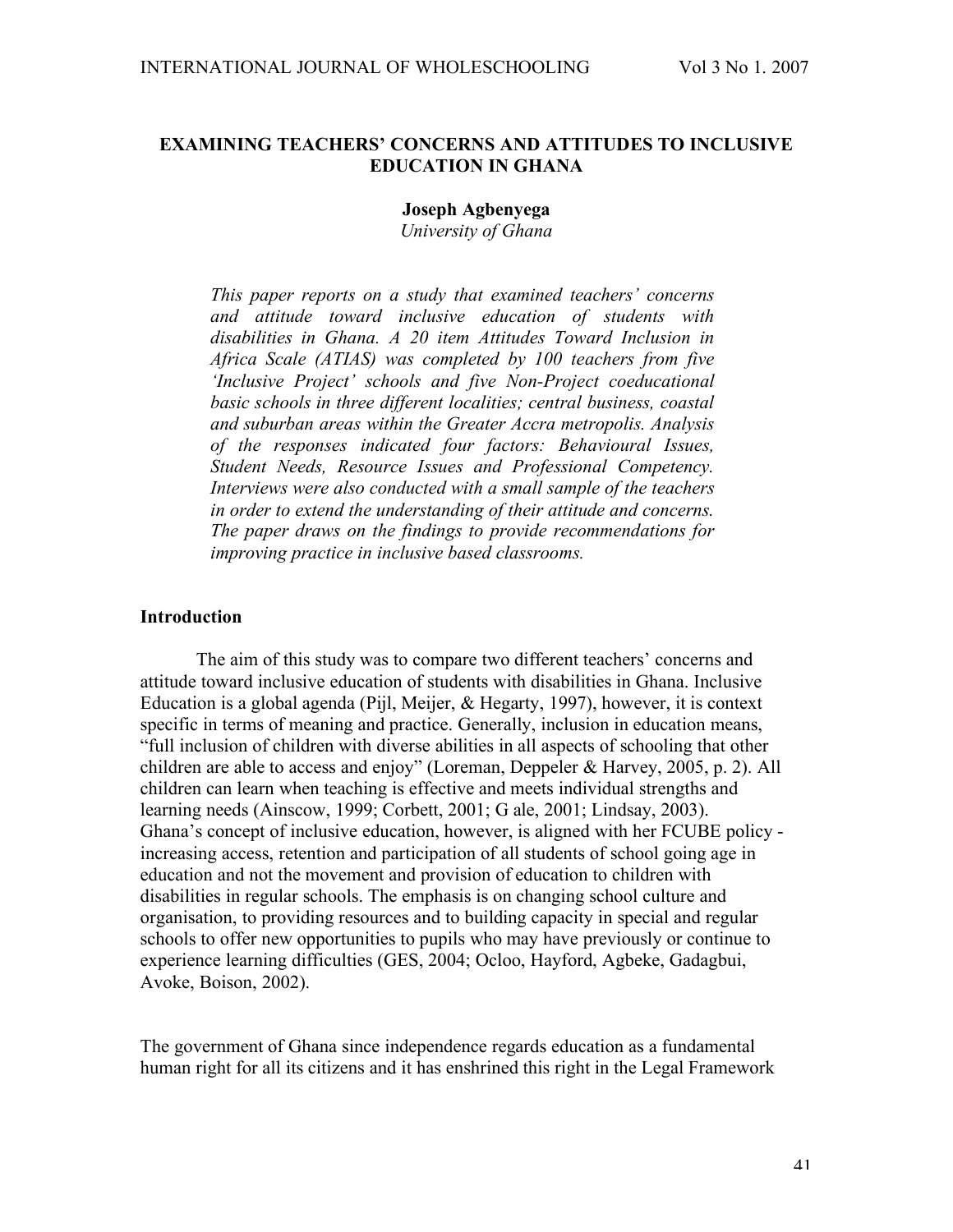# EXAMINING TEACHERS' CONCERNS AND ATTITUDES TO INCLUSIVE EDUCATION IN GHANA

**Joseph Agbenyega**
*University of Ghana*

*This paper reports on a study that examined teachers' concerns and attitude toward inclusive education of students with disabilities in Ghana. A 20 item Attitudes Toward Inclusion in Africa Scale (ATIAS) was completed by 100 teachers from five 'Inclusive Project' schools and five Non-Project coeducational basic schools in three different localities; central business, coastal and suburban areas within the Greater Accra metropolis. Analysis of the responses indicated four factors: Behavioural Issues, Student Needs, Resource Issues and Professional Competency. Interviews were also conducted with a small sample of the teachers in order to extend the understanding of their attitude and concerns. The paper draws on the findings to provide recommendations for improving practice in inclusive based classrooms.*

## Introduction

The aim of this study was to compare two different teachers' concerns and attitude toward inclusive education of students with disabilities in Ghana. Inclusive Education is a global agenda (Pijl, Meijer, & Hegarty, 1997), however, it is context specific in terms of meaning and practice. Generally, inclusion in education means, "full inclusion of children with diverse abilities in all aspects of schooling that other children are able to access and enjoy" (Loreman, Deppeler & Harvey, 2005, p. 2). All children can learn when teaching is effective and meets individual strengths and learning needs (Ainscow, 1999; Corbett, 2001; G ale, 2001; Lindsay, 2003). Ghana's concept of inclusive education, however, is aligned with her FCUBE policy - increasing access, retention and participation of all students of school going age in education and not the movement and provision of education to children with disabilities in regular schools. The emphasis is on changing school culture and organisation, to providing resources and to building capacity in special and regular schools to offer new opportunities to pupils who may have previously or continue to experience learning difficulties (GES, 2004; Ocloo, Hayford, Agbeke, Gadagbui, Avoke, Boison, 2002).

The government of Ghana since independence regards education as a fundamental human right for all its citizens and it has enshrined this right in the Legal Framework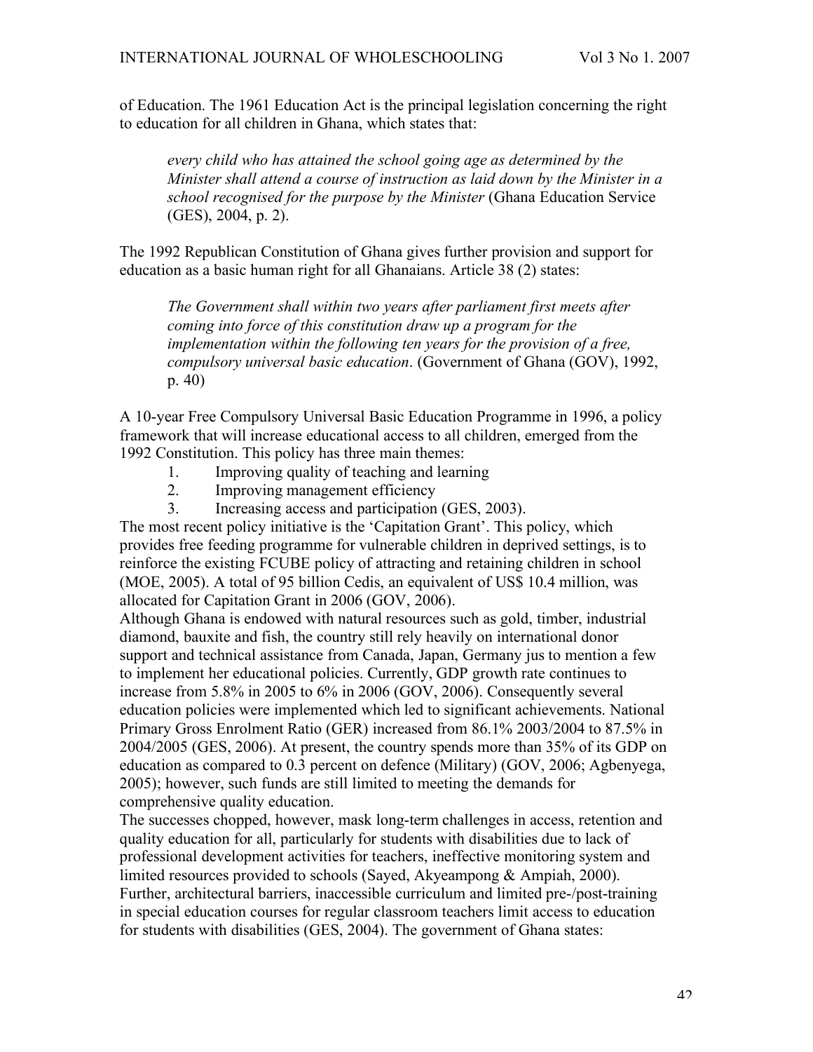of Education. The 1961 Education Act is the principal legislation concerning the right to education for all children in Ghana, which states that:

> *every child who has attained the school going age as determined by the Minister shall attend a course of instruction as laid down by the Minister in a school recognised for the purpose by the Minister* (Ghana Education Service (GES), 2004, p. 2).

The 1992 Republican Constitution of Ghana gives further provision and support for education as a basic human right for all Ghanaians. Article 38 (2) states:

> *The Government shall within two years after parliament first meets after coming into force of this constitution draw up a program for the implementation within the following ten years for the provision of a free, compulsory universal basic education*. (Government of Ghana (GOV), 1992, p. 40)

A 10-year Free Compulsory Universal Basic Education Programme in 1996, a policy framework that will increase educational access to all children, emerged from the 1992 Constitution. This policy has three main themes:

1. Improving quality of teaching and learning
2. Improving management efficiency
3. Increasing access and participation (GES, 2003).

The most recent policy initiative is the 'Capitation Grant'. This policy, which provides free feeding programme for vulnerable children in deprived settings, is to reinforce the existing FCUBE policy of attracting and retaining children in school (MOE, 2005). A total of 95 billion Cedis, an equivalent of US$ 10.4 million, was allocated for Capitation Grant in 2006 (GOV, 2006).

Although Ghana is endowed with natural resources such as gold, timber, industrial diamond, bauxite and fish, the country still rely heavily on international donor support and technical assistance from Canada, Japan, Germany jus to mention a few to implement her educational policies. Currently, GDP growth rate continues to increase from 5.8% in 2005 to 6% in 2006 (GOV, 2006). Consequently several education policies were implemented which led to significant achievements. National Primary Gross Enrolment Ratio (GER) increased from 86.1% 2003/2004 to 87.5% in 2004/2005 (GES, 2006). At present, the country spends more than 35% of its GDP on education as compared to 0.3 percent on defence (Military) (GOV, 2006; Agbenyega, 2005); however, such funds are still limited to meeting the demands for comprehensive quality education.

The successes chopped, however, mask long-term challenges in access, retention and quality education for all, particularly for students with disabilities due to lack of professional development activities for teachers, ineffective monitoring system and limited resources provided to schools (Sayed, Akyeampong & Ampiah, 2000). Further, architectural barriers, inaccessible curriculum and limited pre-/post-training in special education courses for regular classroom teachers limit access to education for students with disabilities (GES, 2004). The government of Ghana states: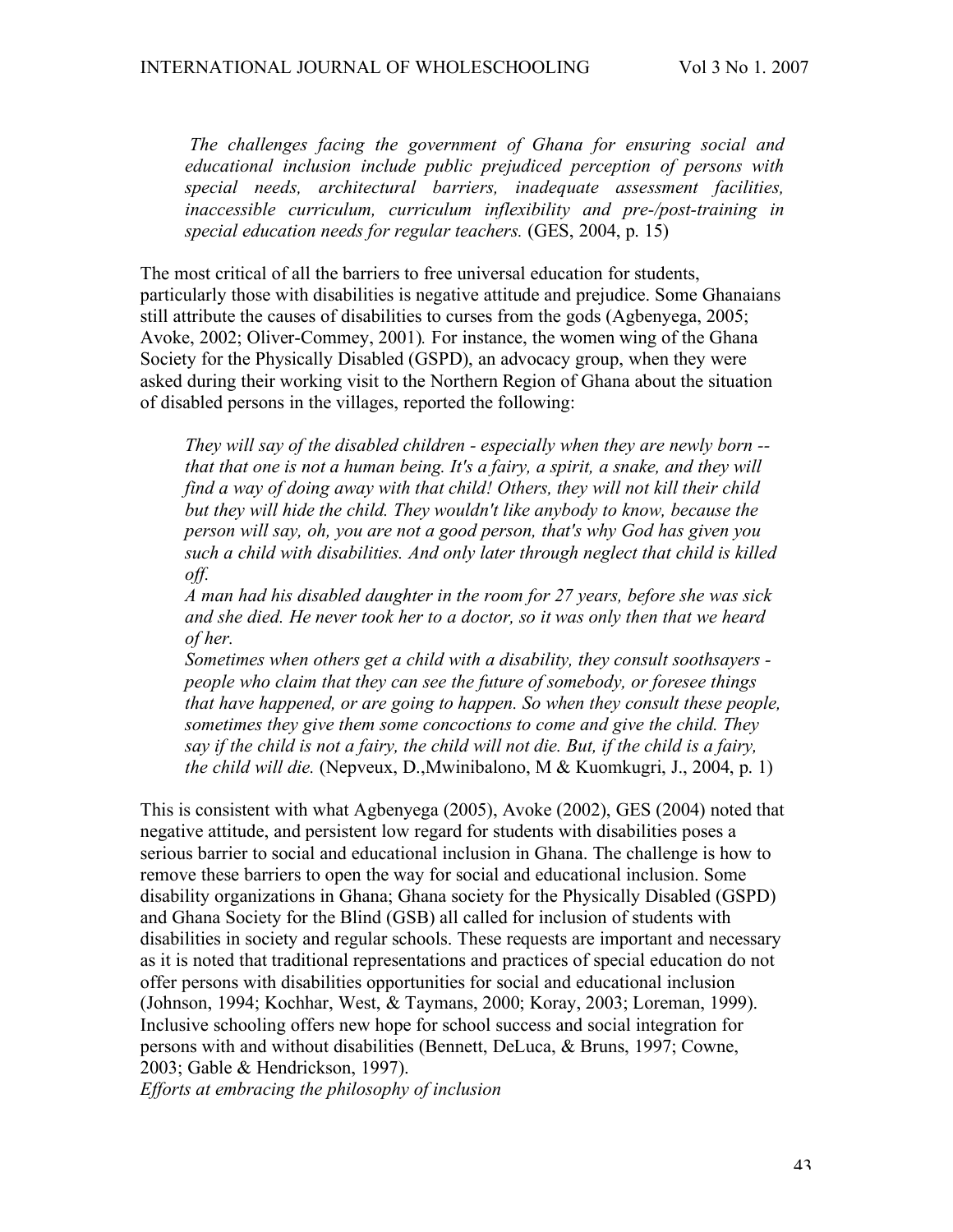*The challenges facing the government of Ghana for ensuring social and educational inclusion include public prejudiced perception of persons with special needs, architectural barriers, inadequate assessment facilities, inaccessible curriculum, curriculum inflexibility and pre-/post-training in special education needs for regular teachers.* (GES, 2004, p. 15)

The most critical of all the barriers to free universal education for students, particularly those with disabilities is negative attitude and prejudice. Some Ghanaians still attribute the causes of disabilities to curses from the gods (Agbenyega, 2005; Avoke, 2002; Oliver-Commey, 2001). For instance, the women wing of the Ghana Society for the Physically Disabled (GSPD), an advocacy group, when they were asked during their working visit to the Northern Region of Ghana about the situation of disabled persons in the villages, reported the following:

*They will say of the disabled children - especially when they are newly born -- that that one is not a human being. It's a fairy, a spirit, a snake, and they will find a way of doing away with that child! Others, they will not kill their child but they will hide the child. They wouldn't like anybody to know, because the person will say, oh, you are not a good person, that's why God has given you such a child with disabilities. And only later through neglect that child is killed off.*
*A man had his disabled daughter in the room for 27 years, before she was sick and she died. He never took her to a doctor, so it was only then that we heard of her.*
*Sometimes when others get a child with a disability, they consult soothsayers - people who claim that they can see the future of somebody, or foresee things that have happened, or are going to happen. So when they consult these people, sometimes they give them some concoctions to come and give the child. They say if the child is not a fairy, the child will not die. But, if the child is a fairy, the child will die.* (Nepveux, D.,Mwinibalono, M & Kuomkugri, J., 2004, p. 1)

This is consistent with what Agbenyega (2005), Avoke (2002), GES (2004) noted that negative attitude, and persistent low regard for students with disabilities poses a serious barrier to social and educational inclusion in Ghana. The challenge is how to remove these barriers to open the way for social and educational inclusion. Some disability organizations in Ghana; Ghana society for the Physically Disabled (GSPD) and Ghana Society for the Blind (GSB) all called for inclusion of students with disabilities in society and regular schools. These requests are important and necessary as it is noted that traditional representations and practices of special education do not offer persons with disabilities opportunities for social and educational inclusion (Johnson, 1994; Kochhar, West, & Taymans, 2000; Koray, 2003; Loreman, 1999). Inclusive schooling offers new hope for school success and social integration for persons with and without disabilities (Bennett, DeLuca, & Bruns, 1997; Cowne, 2003; Gable & Hendrickson, 1997).

*Efforts at embracing the philosophy of inclusion*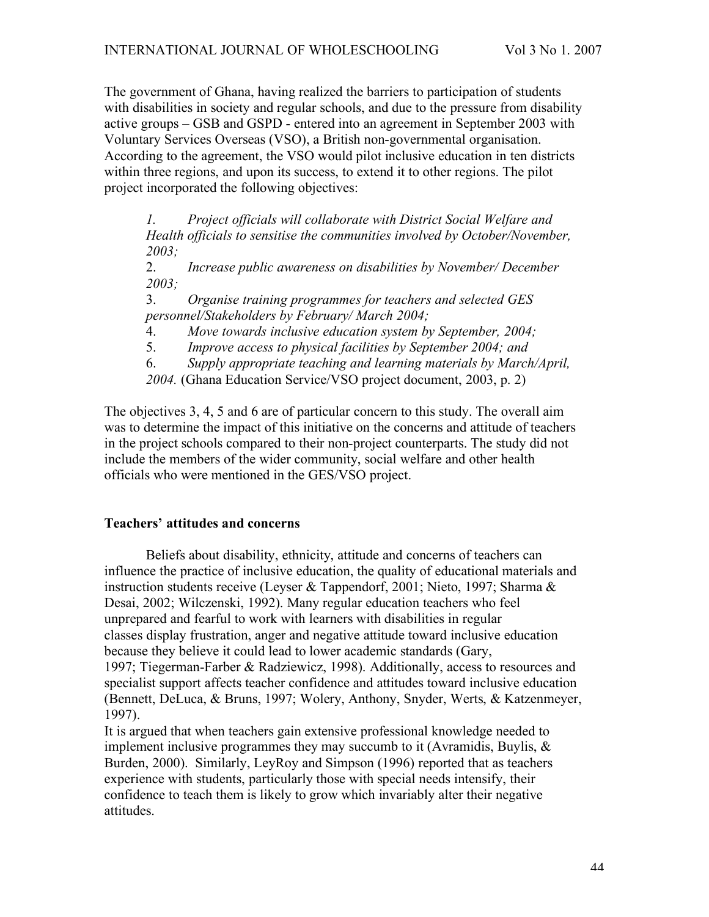The government of Ghana, having realized the barriers to participation of students with disabilities in society and regular schools, and due to the pressure from disability active groups – GSB and GSPD - entered into an agreement in September 2003 with Voluntary Services Overseas (VSO), a British non-governmental organisation. According to the agreement, the VSO would pilot inclusive education in ten districts within three regions, and upon its success, to extend it to other regions. The pilot project incorporated the following objectives:

> 1. *Project officials will collaborate with District Social Welfare and Health officials to sensitise the communities involved by October/November, 2003;*
> 2. *Increase public awareness on disabilities by November/ December 2003;*
> 3. *Organise training programmes for teachers and selected GES personnel/Stakeholders by February/ March 2004;*
> 4. *Move towards inclusive education system by September, 2004;*
> 5. *Improve access to physical facilities by September 2004; and*
> 6. *Supply appropriate teaching and learning materials by March/April, 2004.* (Ghana Education Service/VSO project document, 2003, p. 2)

The objectives 3, 4, 5 and 6 are of particular concern to this study. The overall aim was to determine the impact of this initiative on the concerns and attitude of teachers in the project schools compared to their non-project counterparts. The study did not include the members of the wider community, social welfare and other health officials who were mentioned in the GES/VSO project.

**Teachers' attitudes and concerns**

Beliefs about disability, ethnicity, attitude and concerns of teachers can influence the practice of inclusive education, the quality of educational materials and instruction students receive (Leyser & Tappendorf, 2001; Nieto, 1997; Sharma & Desai, 2002; Wilczenski, 1992). Many regular education teachers who feel unprepared and fearful to work with learners with disabilities in regular classes display frustration, anger and negative attitude toward inclusive education because they believe it could lead to lower academic standards (Gary, 1997; Tiegerman-Farber & Radziewicz, 1998). Additionally, access to resources and specialist support affects teacher confidence and attitudes toward inclusive education (Bennett, DeLuca, & Bruns, 1997; Wolery, Anthony, Snyder, Werts, & Katzenmeyer, 1997).

It is argued that when teachers gain extensive professional knowledge needed to implement inclusive programmes they may succumb to it (Avramidis, Buylis, & Burden, 2000). Similarly, LeyRoy and Simpson (1996) reported that as teachers experience with students, particularly those with special needs intensify, their confidence to teach them is likely to grow which invariably alter their negative attitudes.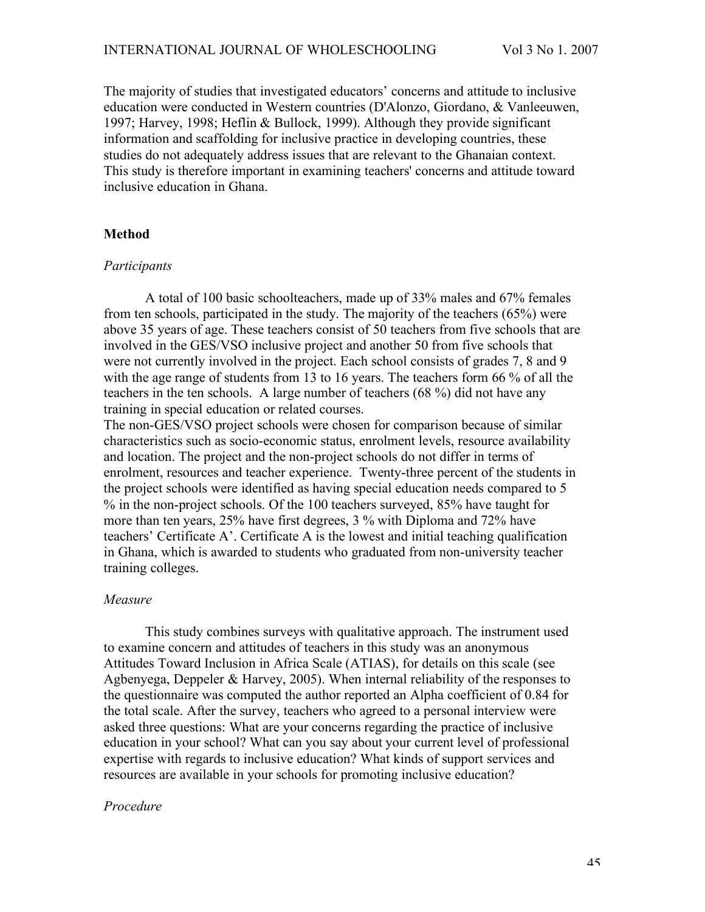The majority of studies that investigated educators' concerns and attitude to inclusive education were conducted in Western countries (D'Alonzo, Giordano, & Vanleeuwen, 1997; Harvey, 1998; Heflin & Bullock, 1999). Although they provide significant information and scaffolding for inclusive practice in developing countries, these studies do not adequately address issues that are relevant to the Ghanaian context. This study is therefore important in examining teachers' concerns and attitude toward inclusive education in Ghana.

## Method

### *Participants*

A total of 100 basic schoolteachers, made up of 33% males and 67% females from ten schools, participated in the study. The majority of the teachers (65%) were above 35 years of age. These teachers consist of 50 teachers from five schools that are involved in the GES/VSO inclusive project and another 50 from five schools that were not currently involved in the project. Each school consists of grades 7, 8 and 9 with the age range of students from 13 to 16 years. The teachers form 66 % of all the teachers in the ten schools. A large number of teachers (68 %) did not have any training in special education or related courses.

The non-GES/VSO project schools were chosen for comparison because of similar characteristics such as socio-economic status, enrolment levels, resource availability and location. The project and the non-project schools do not differ in terms of enrolment, resources and teacher experience. Twenty-three percent of the students in the project schools were identified as having special education needs compared to 5 % in the non-project schools. Of the 100 teachers surveyed, 85% have taught for more than ten years, 25% have first degrees, 3 % with Diploma and 72% have teachers' Certificate A'. Certificate A is the lowest and initial teaching qualification in Ghana, which is awarded to students who graduated from non-university teacher training colleges.

### *Measure*

This study combines surveys with qualitative approach. The instrument used to examine concern and attitudes of teachers in this study was an anonymous Attitudes Toward Inclusion in Africa Scale (ATIAS), for details on this scale (see Agbenyega, Deppeler & Harvey, 2005). When internal reliability of the responses to the questionnaire was computed the author reported an Alpha coefficient of 0.84 for the total scale. After the survey, teachers who agreed to a personal interview were asked three questions: What are your concerns regarding the practice of inclusive education in your school? What can you say about your current level of professional expertise with regards to inclusive education? What kinds of support services and resources are available in your schools for promoting inclusive education?

### *Procedure*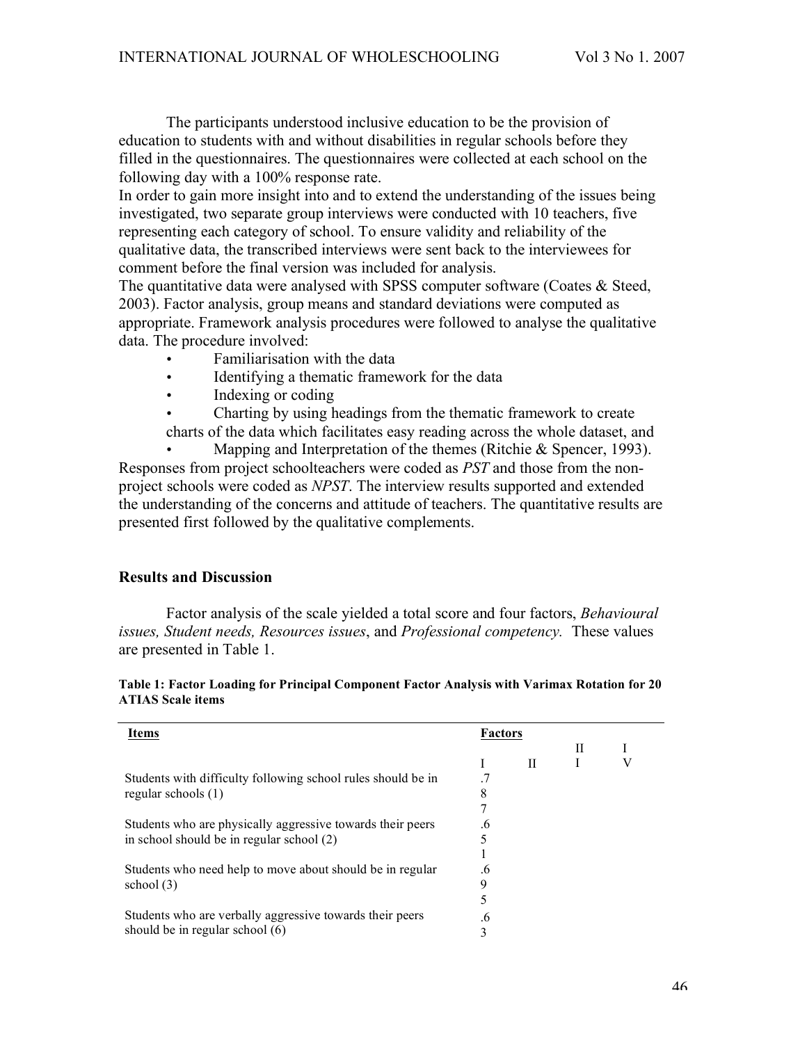The participants understood inclusive education to be the provision of education to students with and without disabilities in regular schools before they filled in the questionnaires. The questionnaires were collected at each school on the following day with a 100% response rate.

In order to gain more insight into and to extend the understanding of the issues being investigated, two separate group interviews were conducted with 10 teachers, five representing each category of school. To ensure validity and reliability of the qualitative data, the transcribed interviews were sent back to the interviewees for comment before the final version was included for analysis.

The quantitative data were analysed with SPSS computer software (Coates & Steed, 2003). Factor analysis, group means and standard deviations were computed as appropriate. Framework analysis procedures were followed to analyse the qualitative data. The procedure involved:

- Familiarisation with the data
- Identifying a thematic framework for the data
- Indexing or coding
- Charting by using headings from the thematic framework to create charts of the data which facilitates easy reading across the whole dataset, and
- Mapping and Interpretation of the themes (Ritchie & Spencer, 1993).

Responses from project schoolteachers were coded as *PST* and those from the non-project schools were coded as *NPST*. The interview results supported and extended the understanding of the concerns and attitude of teachers. The quantitative results are presented first followed by the qualitative complements.

## Results and Discussion

Factor analysis of the scale yielded a total score and four factors, *Behavioural issues, Student needs, Resources issues*, and *Professional competency.* These values are presented in Table 1.

**Table 1: Factor Loading for Principal Component Factor Analysis with Varimax Rotation for 20 ATIAS Scale items**

| Items | Factors | | | |
|---|---|---|---|---|
| | I | II | III | IV |
| Students with difficulty following school rules should be in regular schools (1) | .778 | | | |
| Students who are physically aggressive towards their peers in school should be in regular school (2) | .651 | | | |
| Students who need help to move about should be in regular school (3) | .695 | | | |
| Students who are verbally aggressive towards their peers should be in regular school (6) | .63 | | | |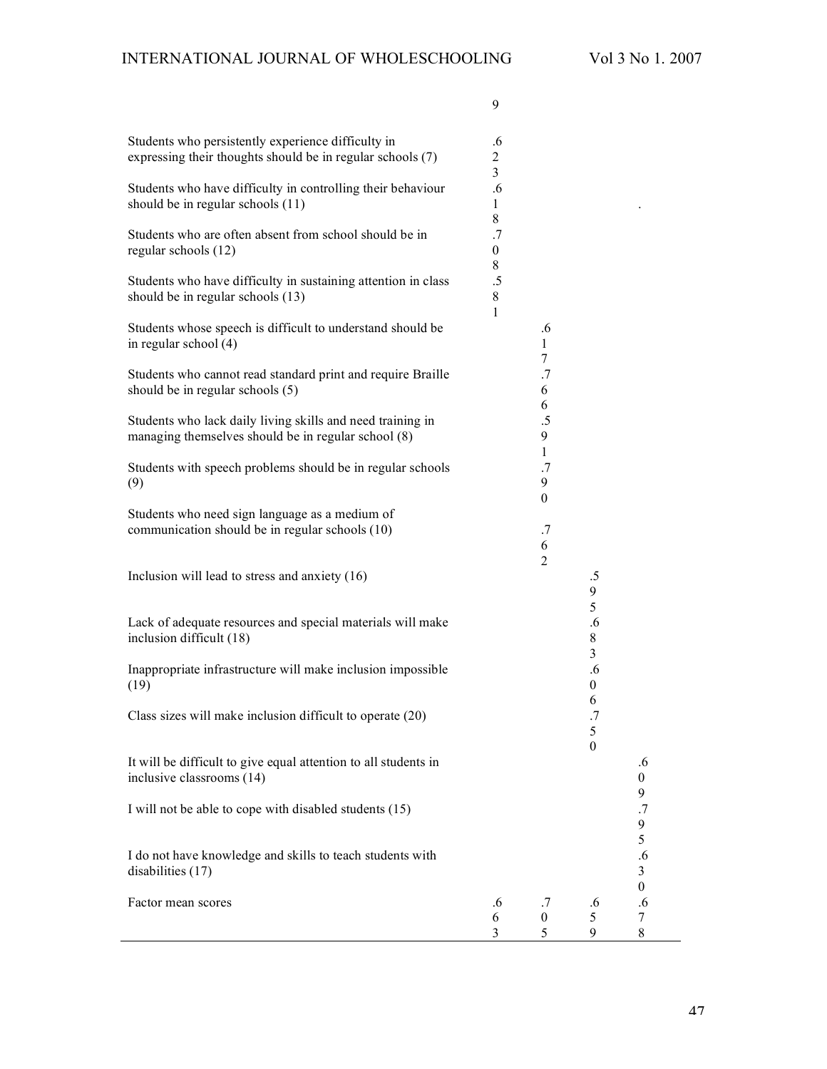| | | | | |
|---|---|---|---|---|
| | 9 | | | |
| Students who persistently experience difficulty in expressing their thoughts should be in regular schools (7) | .623 | | | |
| Students who have difficulty in controlling their behaviour should be in regular schools (11) | .618 | | | . |
| Students who are often absent from school should be in regular schools (12) | .708 | | | |
| Students who have difficulty in sustaining attention in class should be in regular schools (13) | .581 | | | |
| Students whose speech is difficult to understand should be in regular school (4) | | .617 | | |
| Students who cannot read standard print and require Braille should be in regular schools (5) | | .766 | | |
| Students who lack daily living skills and need training in managing themselves should be in regular school (8) | | .591 | | |
| Students with speech problems should be in regular schools (9) | | .790 | | |
| Students who need sign language as a medium of communication should be in regular schools (10) | | .762 | | |
| Inclusion will lead to stress and anxiety (16) | | | .595 | |
| Lack of adequate resources and special materials will make inclusion difficult (18) | | | .683 | |
| Inappropriate infrastructure will make inclusion impossible (19) | | | .606 | |
| Class sizes will make inclusion difficult to operate (20) | | | .750 | |
| It will be difficult to give equal attention to all students in inclusive classrooms (14) | | | | .609 |
| I will not be able to cope with disabled students (15) | | | | .795 |
| I do not have knowledge and skills to teach students with disabilities (17) | | | | .630 |
| Factor mean scores | .663 | .705 | .659 | .678 |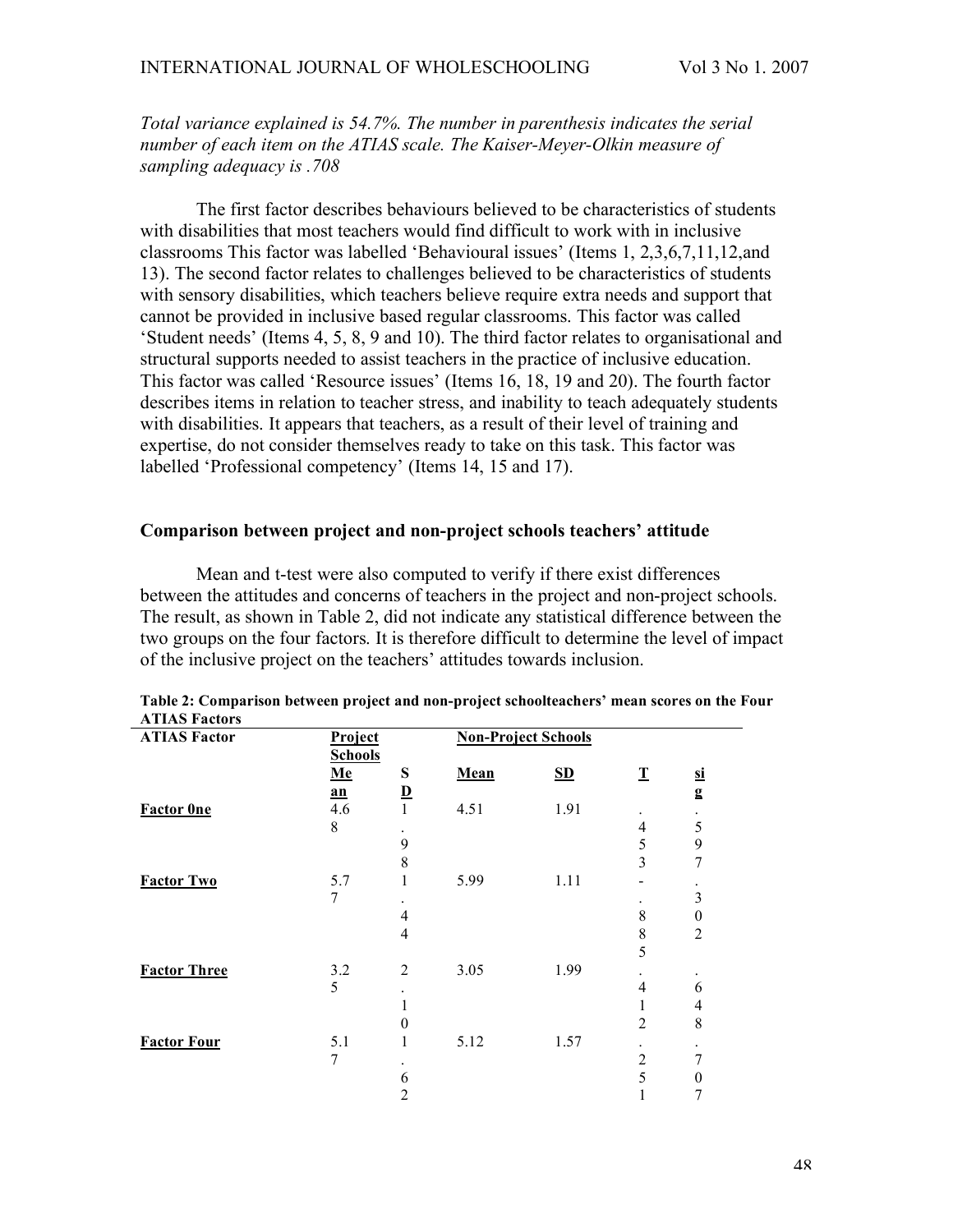*Total variance explained is 54.7%. The number in parenthesis indicates the serial number of each item on the ATIAS scale. The Kaiser-Meyer-Olkin measure of sampling adequacy is .708*

The first factor describes behaviours believed to be characteristics of students with disabilities that most teachers would find difficult to work with in inclusive classrooms This factor was labelled 'Behavioural issues' (Items 1, 2,3,6,7,11,12,and 13). The second factor relates to challenges believed to be characteristics of students with sensory disabilities, which teachers believe require extra needs and support that cannot be provided in inclusive based regular classrooms. This factor was called 'Student needs' (Items 4, 5, 8, 9 and 10). The third factor relates to organisational and structural supports needed to assist teachers in the practice of inclusive education. This factor was called 'Resource issues' (Items 16, 18, 19 and 20). The fourth factor describes items in relation to teacher stress, and inability to teach adequately students with disabilities. It appears that teachers, as a result of their level of training and expertise, do not consider themselves ready to take on this task. This factor was labelled 'Professional competency' (Items 14, 15 and 17).

## Comparison between project and non-project schools teachers' attitude

Mean and t-test were also computed to verify if there exist differences between the attitudes and concerns of teachers in the project and non-project schools. The result, as shown in Table 2, did not indicate any statistical difference between the two groups on the four factors. It is therefore difficult to determine the level of impact of the inclusive project on the teachers' attitudes towards inclusion.

**Table 2: Comparison between project and non-project schoolteachers' mean scores on the Four ATIAS Factors**

| ATIAS Factor | Project Schools | | Non-Project Schools | | | |
|---|---|---|---|---|---|---|
| | Mean | SD | Mean | SD | T | sig |
| **Factor 0ne** | 4.68 | 1.98 | 4.51 | 1.91 | .453 | .597 |
| **Factor Two** | 5.77 | 1.44 | 5.99 | 1.11 | -.885 | .302 |
| **Factor Three** | 3.25 | 2.10 | 3.05 | 1.99 | .412 | .648 |
| **Factor Four** | 5.17 | 1.62 | 5.12 | 1.57 | .251 | .707 |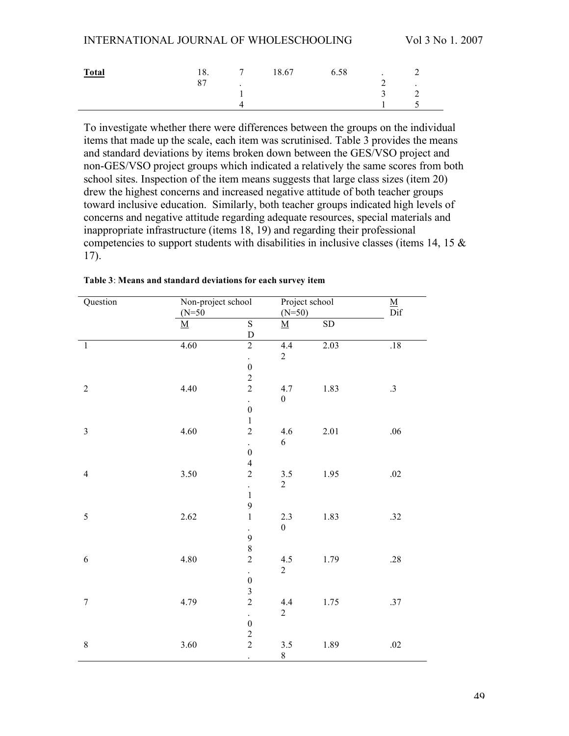| **Total** | 18.87 | 7.14 | 18.67 | 6.58 | .231 | 2.25 |
|---|---|---|---|---|---|---|

To investigate whether there were differences between the groups on the individual items that made up the scale, each item was scrutinised. Table 3 provides the means and standard deviations by items broken down between the GES/VSO project and non-GES/VSO project groups which indicated a relatively the same scores from both school sites. Inspection of the item means suggests that large class sizes (item 20) drew the highest concerns and increased negative attitude of both teacher groups toward inclusive education. Similarly, both teacher groups indicated high levels of concerns and negative attitude regarding adequate resources, special materials and inappropriate infrastructure (items 18, 19) and regarding their professional competencies to support students with disabilities in inclusive classes (items 14, 15 & 17).

**Table 3**: **Means and standard deviations for each survey item**

| Question | Non-project school (N=50 | | Project school (N=50) | | M Dif |
|---|---|---|---|---|---|
| | M | SD | M | SD | |
| 1 | 4.60 | 2.02 | 4.42 | 2.03 | .18 |
| 2 | 4.40 | 2.01 | 4.70 | 1.83 | .3 |
| 3 | 4.60 | 2.04 | 4.66 | 2.01 | .06 |
| 4 | 3.50 | 2.19 | 3.52 | 1.95 | .02 |
| 5 | 2.62 | 1.98 | 2.30 | 1.83 | .32 |
| 6 | 4.80 | 2.03 | 4.52 | 1.79 | .28 |
| 7 | 4.79 | 2.02 | 4.42 | 1.75 | .37 |
| 8 | 3.60 | 2. | 3.58 | 1.89 | .02 |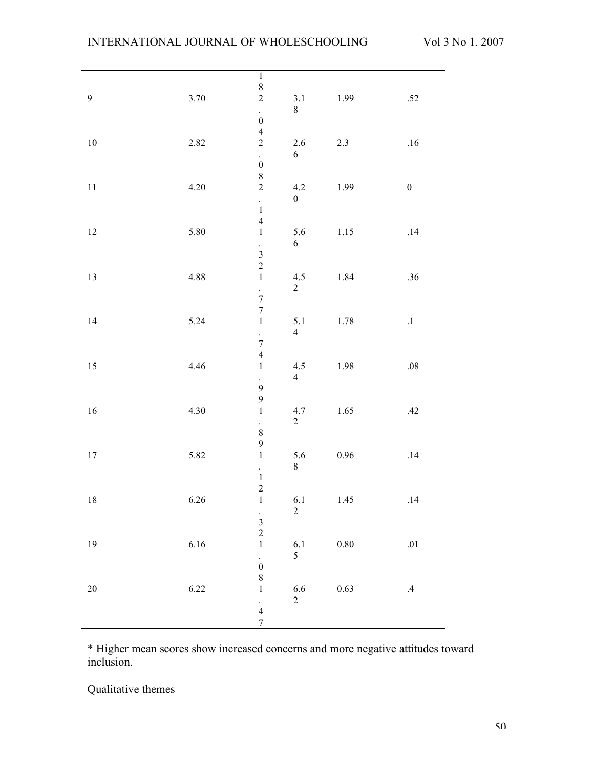| | | | | | |
|---|---|---|---|---|---|
| 9 | 3.70 | 2.04 | 3.18 | 1.99 | .52 |
| 10 | 2.82 | 2.08 | 2.66 | 2.3 | .16 |
| 11 | 4.20 | 2.14 | 4.20 | 1.99 | 0 |
| 12 | 5.80 | 1.32 | 5.66 | 1.15 | .14 |
| 13 | 4.88 | 1.77 | 4.52 | 1.84 | .36 |
| 14 | 5.24 | 1.74 | 5.14 | 1.78 | .1 |
| 15 | 4.46 | 1.99 | 4.54 | 1.98 | .08 |
| 16 | 4.30 | 1.89 | 4.72 | 1.65 | .42 |
| 17 | 5.82 | 1.12 | 5.68 | 0.96 | .14 |
| 18 | 6.26 | 1.32 | 6.12 | 1.45 | .14 |
| 19 | 6.16 | 1.08 | 6.15 | 0.80 | .01 |
| 20 | 6.22 | 1.47 | 6.62 | 0.63 | .4 |

* Higher mean scores show increased concerns and more negative attitudes toward inclusion.

Qualitative themes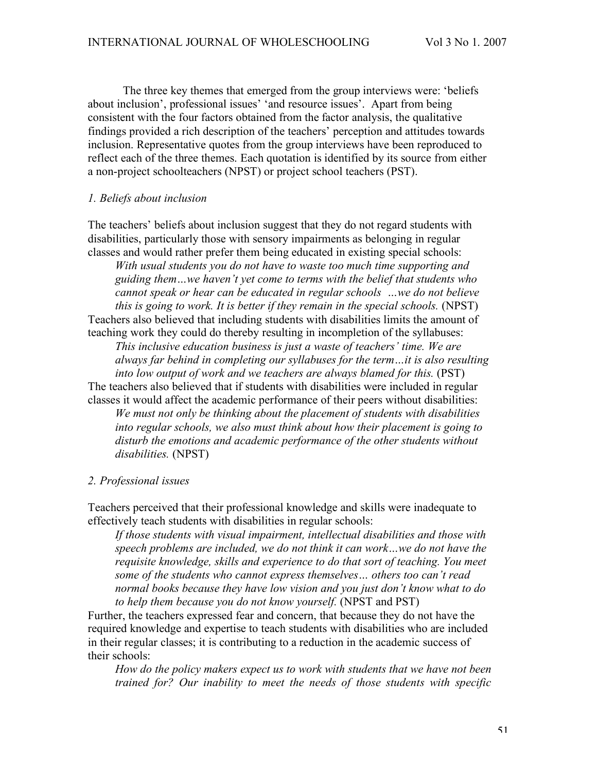The three key themes that emerged from the group interviews were: 'beliefs about inclusion', professional issues' 'and resource issues'. Apart from being consistent with the four factors obtained from the factor analysis, the qualitative findings provided a rich description of the teachers' perception and attitudes towards inclusion. Representative quotes from the group interviews have been reproduced to reflect each of the three themes. Each quotation is identified by its source from either a non-project schoolteachers (NPST) or project school teachers (PST).

*1. Beliefs about inclusion*

The teachers' beliefs about inclusion suggest that they do not regard students with disabilities, particularly those with sensory impairments as belonging in regular classes and would rather prefer them being educated in existing special schools:

> *With usual students you do not have to waste too much time supporting and guiding them…we haven't yet come to terms with the belief that students who cannot speak or hear can be educated in regular schools …we do not believe this is going to work. It is better if they remain in the special schools.* (NPST)

Teachers also believed that including students with disabilities limits the amount of teaching work they could do thereby resulting in incompletion of the syllabuses:

> *This inclusive education business is just a waste of teachers' time. We are always far behind in completing our syllabuses for the term…it is also resulting into low output of work and we teachers are always blamed for this.* (PST)

The teachers also believed that if students with disabilities were included in regular classes it would affect the academic performance of their peers without disabilities:

> *We must not only be thinking about the placement of students with disabilities into regular schools, we also must think about how their placement is going to disturb the emotions and academic performance of the other students without disabilities.* (NPST)

*2. Professional issues*

Teachers perceived that their professional knowledge and skills were inadequate to effectively teach students with disabilities in regular schools:

> *If those students with visual impairment, intellectual disabilities and those with speech problems are included, we do not think it can work…we do not have the requisite knowledge, skills and experience to do that sort of teaching. You meet some of the students who cannot express themselves… others too can't read normal books because they have low vision and you just don't know what to do to help them because you do not know yourself.* (NPST and PST)

Further, the teachers expressed fear and concern, that because they do not have the required knowledge and expertise to teach students with disabilities who are included in their regular classes; it is contributing to a reduction in the academic success of their schools:

> *How do the policy makers expect us to work with students that we have not been trained for? Our inability to meet the needs of those students with specific*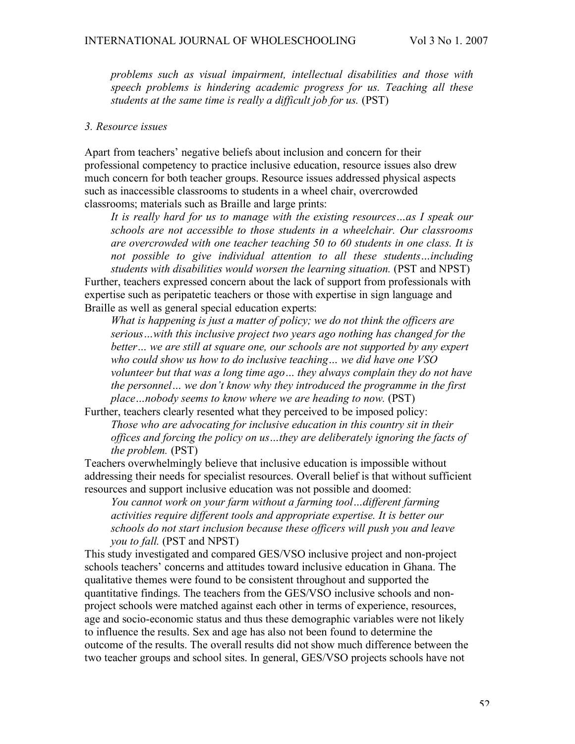*problems such as visual impairment, intellectual disabilities and those with speech problems is hindering academic progress for us. Teaching all these students at the same time is really a difficult job for us.* (PST)

*3. Resource issues*

Apart from teachers' negative beliefs about inclusion and concern for their professional competency to practice inclusive education, resource issues also drew much concern for both teacher groups. Resource issues addressed physical aspects such as inaccessible classrooms to students in a wheel chair, overcrowded classrooms; materials such as Braille and large prints:

> *It is really hard for us to manage with the existing resources…as I speak our schools are not accessible to those students in a wheelchair. Our classrooms are overcrowded with one teacher teaching 50 to 60 students in one class. It is not possible to give individual attention to all these students…including students with disabilities would worsen the learning situation.* (PST and NPST)

Further, teachers expressed concern about the lack of support from professionals with expertise such as peripatetic teachers or those with expertise in sign language and Braille as well as general special education experts:

> *What is happening is just a matter of policy; we do not think the officers are serious…with this inclusive project two years ago nothing has changed for the better… we are still at square one, our schools are not supported by any expert who could show us how to do inclusive teaching… we did have one VSO volunteer but that was a long time ago… they always complain they do not have the personnel… we don't know why they introduced the programme in the first place…nobody seems to know where we are heading to now.* (PST)

Further, teachers clearly resented what they perceived to be imposed policy:

> *Those who are advocating for inclusive education in this country sit in their offices and forcing the policy on us…they are deliberately ignoring the facts of the problem.* (PST)

Teachers overwhelmingly believe that inclusive education is impossible without addressing their needs for specialist resources. Overall belief is that without sufficient resources and support inclusive education was not possible and doomed:

> *You cannot work on your farm without a farming tool…different farming activities require different tools and appropriate expertise. It is better our schools do not start inclusion because these officers will push you and leave you to fall.* (PST and NPST)

This study investigated and compared GES/VSO inclusive project and non-project schools teachers' concerns and attitudes toward inclusive education in Ghana. The qualitative themes were found to be consistent throughout and supported the quantitative findings. The teachers from the GES/VSO inclusive schools and non-project schools were matched against each other in terms of experience, resources, age and socio-economic status and thus these demographic variables were not likely to influence the results. Sex and age has also not been found to determine the outcome of the results. The overall results did not show much difference between the two teacher groups and school sites. In general, GES/VSO projects schools have not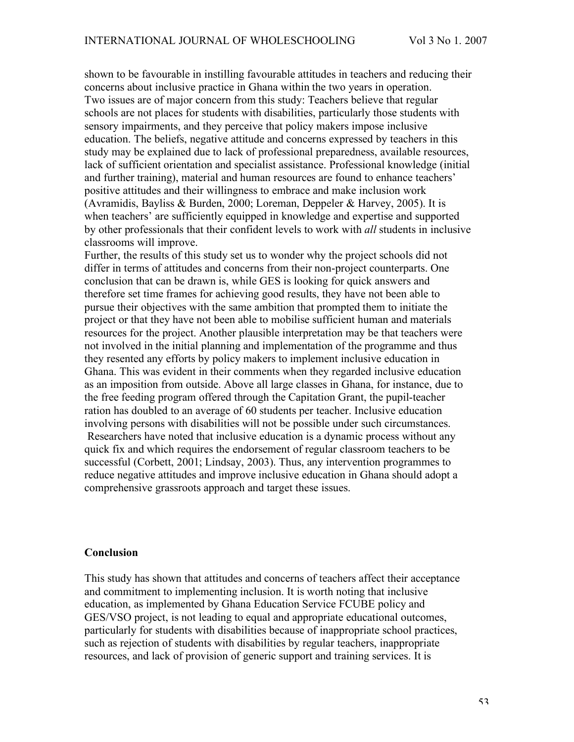shown to be favourable in instilling favourable attitudes in teachers and reducing their concerns about inclusive practice in Ghana within the two years in operation.
Two issues are of major concern from this study: Teachers believe that regular schools are not places for students with disabilities, particularly those students with sensory impairments, and they perceive that policy makers impose inclusive education. The beliefs, negative attitude and concerns expressed by teachers in this study may be explained due to lack of professional preparedness, available resources, lack of sufficient orientation and specialist assistance. Professional knowledge (initial and further training), material and human resources are found to enhance teachers' positive attitudes and their willingness to embrace and make inclusion work (Avramidis, Bayliss & Burden, 2000; Loreman, Deppeler & Harvey, 2005). It is when teachers' are sufficiently equipped in knowledge and expertise and supported by other professionals that their confident levels to work with *all* students in inclusive classrooms will improve.
Further, the results of this study set us to wonder why the project schools did not differ in terms of attitudes and concerns from their non-project counterparts. One conclusion that can be drawn is, while GES is looking for quick answers and therefore set time frames for achieving good results, they have not been able to pursue their objectives with the same ambition that prompted them to initiate the project or that they have not been able to mobilise sufficient human and materials resources for the project. Another plausible interpretation may be that teachers were not involved in the initial planning and implementation of the programme and thus they resented any efforts by policy makers to implement inclusive education in Ghana. This was evident in their comments when they regarded inclusive education as an imposition from outside. Above all large classes in Ghana, for instance, due to the free feeding program offered through the Capitation Grant, the pupil-teacher ration has doubled to an average of 60 students per teacher. Inclusive education involving persons with disabilities will not be possible under such circumstances.
Researchers have noted that inclusive education is a dynamic process without any quick fix and which requires the endorsement of regular classroom teachers to be successful (Corbett, 2001; Lindsay, 2003). Thus, any intervention programmes to reduce negative attitudes and improve inclusive education in Ghana should adopt a comprehensive grassroots approach and target these issues.

## Conclusion

This study has shown that attitudes and concerns of teachers affect their acceptance and commitment to implementing inclusion. It is worth noting that inclusive education, as implemented by Ghana Education Service FCUBE policy and GES/VSO project, is not leading to equal and appropriate educational outcomes, particularly for students with disabilities because of inappropriate school practices, such as rejection of students with disabilities by regular teachers, inappropriate resources, and lack of provision of generic support and training services. It is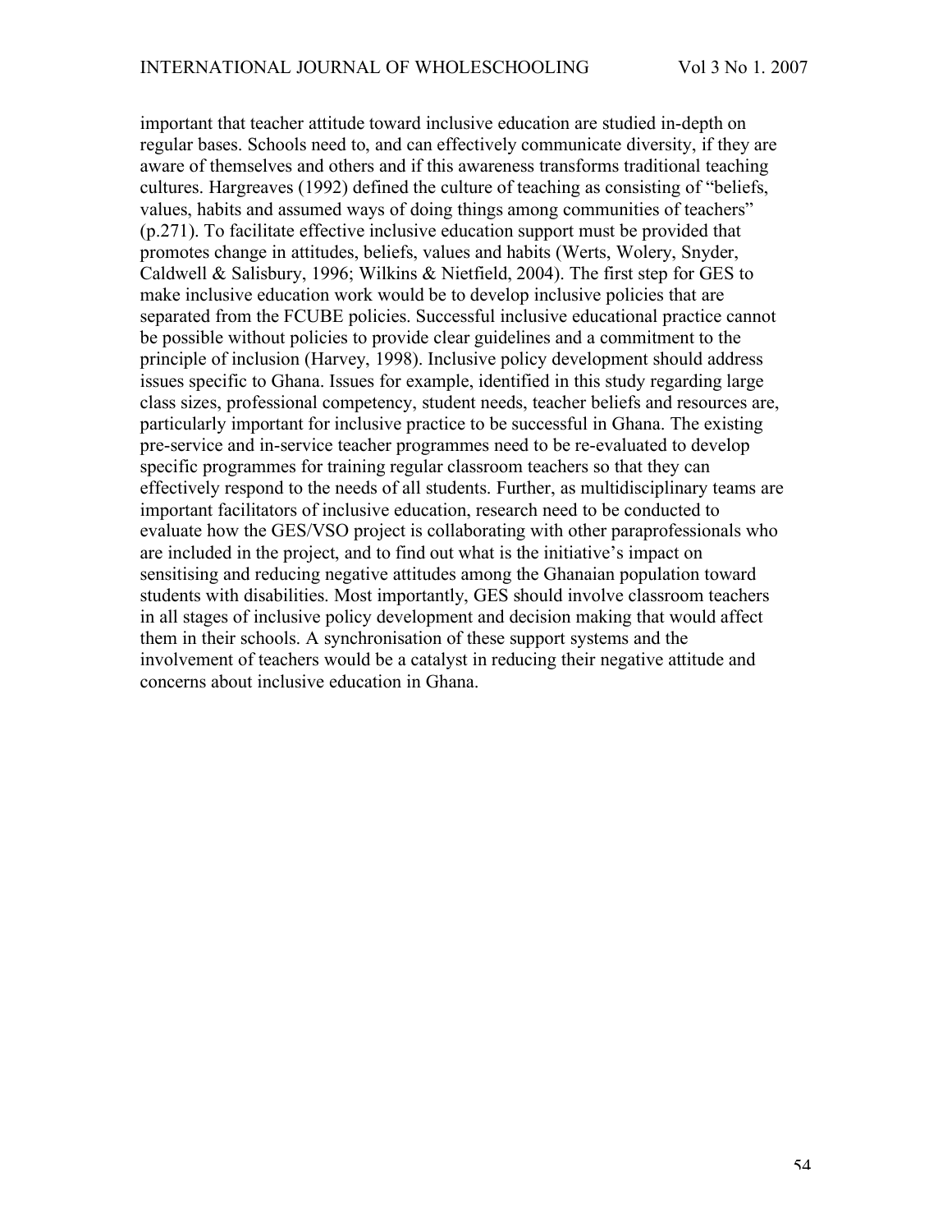important that teacher attitude toward inclusive education are studied in-depth on regular bases. Schools need to, and can effectively communicate diversity, if they are aware of themselves and others and if this awareness transforms traditional teaching cultures. Hargreaves (1992) defined the culture of teaching as consisting of "beliefs, values, habits and assumed ways of doing things among communities of teachers" (p.271). To facilitate effective inclusive education support must be provided that promotes change in attitudes, beliefs, values and habits (Werts, Wolery, Snyder, Caldwell & Salisbury, 1996; Wilkins & Nietfield, 2004). The first step for GES to make inclusive education work would be to develop inclusive policies that are separated from the FCUBE policies. Successful inclusive educational practice cannot be possible without policies to provide clear guidelines and a commitment to the principle of inclusion (Harvey, 1998). Inclusive policy development should address issues specific to Ghana. Issues for example, identified in this study regarding large class sizes, professional competency, student needs, teacher beliefs and resources are, particularly important for inclusive practice to be successful in Ghana. The existing pre-service and in-service teacher programmes need to be re-evaluated to develop specific programmes for training regular classroom teachers so that they can effectively respond to the needs of all students. Further, as multidisciplinary teams are important facilitators of inclusive education, research need to be conducted to evaluate how the GES/VSO project is collaborating with other paraprofessionals who are included in the project, and to find out what is the initiative's impact on sensitising and reducing negative attitudes among the Ghanaian population toward students with disabilities. Most importantly, GES should involve classroom teachers in all stages of inclusive policy development and decision making that would affect them in their schools. A synchronisation of these support systems and the involvement of teachers would be a catalyst in reducing their negative attitude and concerns about inclusive education in Ghana.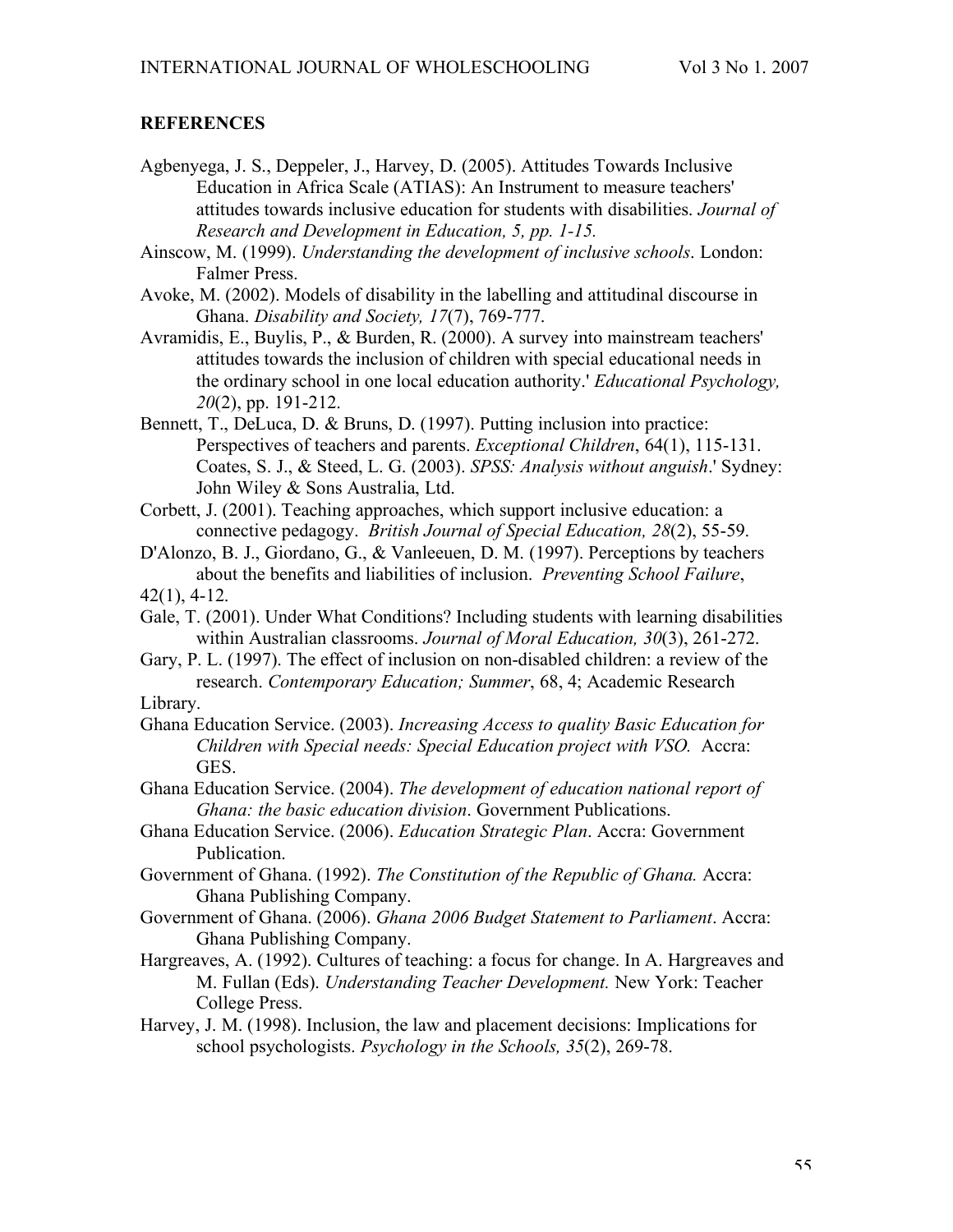## REFERENCES

Agbenyega, J. S., Deppeler, J., Harvey, D. (2005). Attitudes Towards Inclusive Education in Africa Scale (ATIAS): An Instrument to measure teachers' attitudes towards inclusive education for students with disabilities. *Journal of Research and Development in Education, 5, pp. 1-15.*

Ainscow, M. (1999). *Understanding the development of inclusive schools*. London: Falmer Press.

Avoke, M. (2002). Models of disability in the labelling and attitudinal discourse in Ghana. *Disability and Society, 17*(7), 769-777.

Avramidis, E., Buylis, P., & Burden, R. (2000). A survey into mainstream teachers' attitudes towards the inclusion of children with special educational needs in the ordinary school in one local education authority.' *Educational Psychology, 20*(2), pp. 191-212.

Bennett, T., DeLuca, D. & Bruns, D. (1997). Putting inclusion into practice: Perspectives of teachers and parents. *Exceptional Children*, 64(1), 115-131. Coates, S. J., & Steed, L. G. (2003). *SPSS: Analysis without anguish*.' Sydney: John Wiley & Sons Australia, Ltd.

Corbett, J. (2001). Teaching approaches, which support inclusive education: a connective pedagogy. *British Journal of Special Education, 28*(2), 55-59.

D'Alonzo, B. J., Giordano, G., & Vanleeuen, D. M. (1997). Perceptions by teachers about the benefits and liabilities of inclusion. *Preventing School Failure*, 42(1), 4-12.

Gale, T. (2001). Under What Conditions? Including students with learning disabilities within Australian classrooms. *Journal of Moral Education, 30*(3), 261-272.

Gary, P. L. (1997). The effect of inclusion on non-disabled children: a review of the research. *Contemporary Education; Summer*, 68, 4; Academic Research Library.

Ghana Education Service. (2003). *Increasing Access to quality Basic Education for Children with Special needs: Special Education project with VSO.* Accra: GES.

Ghana Education Service. (2004). *The development of education national report of Ghana: the basic education division*. Government Publications.

Ghana Education Service. (2006). *Education Strategic Plan*. Accra: Government Publication.

Government of Ghana. (1992). *The Constitution of the Republic of Ghana.* Accra: Ghana Publishing Company.

Government of Ghana. (2006). *Ghana 2006 Budget Statement to Parliament*. Accra: Ghana Publishing Company.

Hargreaves, A. (1992). Cultures of teaching: a focus for change. In A. Hargreaves and M. Fullan (Eds). *Understanding Teacher Development.* New York: Teacher College Press.

Harvey, J. M. (1998). Inclusion, the law and placement decisions: Implications for school psychologists. *Psychology in the Schools, 35*(2), 269-78.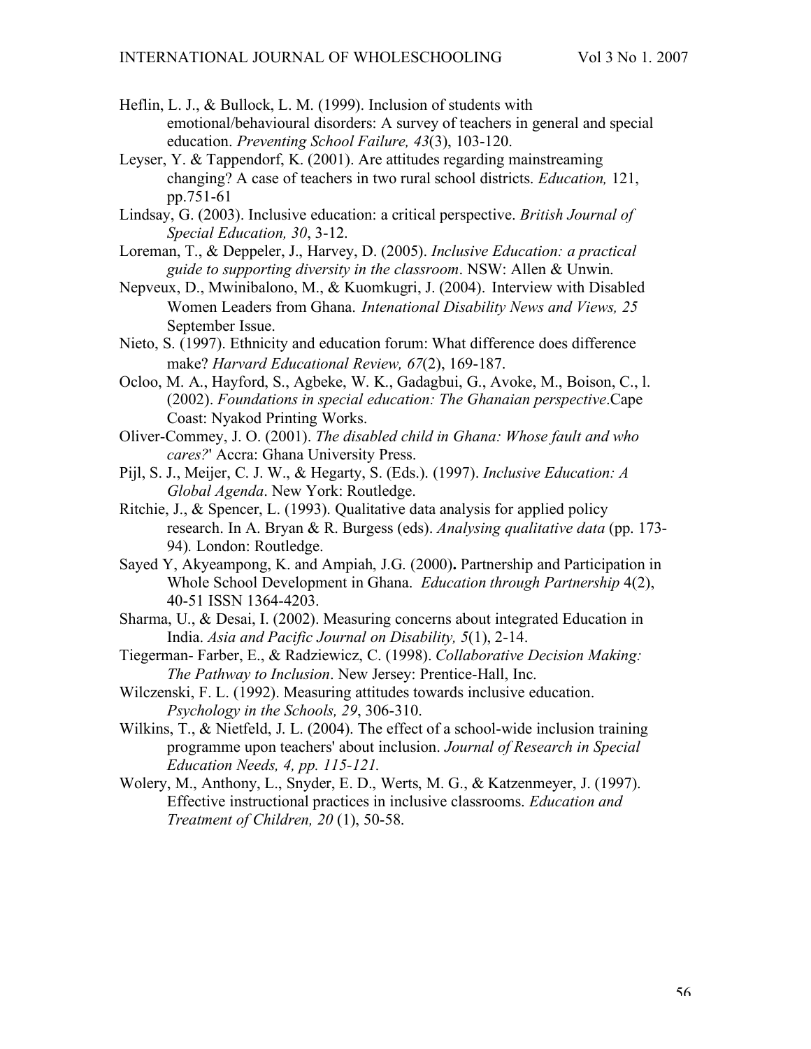Heflin, L. J., & Bullock, L. M. (1999). Inclusion of students with emotional/behavioural disorders: A survey of teachers in general and special education. *Preventing School Failure, 43*(3), 103-120.

Leyser, Y. & Tappendorf, K. (2001). Are attitudes regarding mainstreaming changing? A case of teachers in two rural school districts. *Education,* 121, pp.751-61

Lindsay, G. (2003). Inclusive education: a critical perspective. *British Journal of Special Education, 30*, 3-12.

Loreman, T., & Deppeler, J., Harvey, D. (2005). *Inclusive Education: a practical guide to supporting diversity in the classroom*. NSW: Allen & Unwin.

Nepveux, D., Mwinibalono, M., & Kuomkugri, J. (2004). Interview with Disabled Women Leaders from Ghana. *Intenational Disability News and Views, 25* September Issue.

Nieto, S. (1997). Ethnicity and education forum: What difference does difference make? *Harvard Educational Review, 67*(2), 169-187.

Ocloo, M. A., Hayford, S., Agbeke, W. K., Gadagbui, G., Avoke, M., Boison, C., l. (2002). *Foundations in special education: The Ghanaian perspective*.Cape Coast: Nyakod Printing Works.

Oliver-Commey, J. O. (2001). *The disabled child in Ghana: Whose fault and who cares?*' Accra: Ghana University Press.

Pijl, S. J., Meijer, C. J. W., & Hegarty, S. (Eds.). (1997). *Inclusive Education: A Global Agenda*. New York: Routledge.

Ritchie, J., & Spencer, L. (1993). Qualitative data analysis for applied policy research. In A. Bryan & R. Burgess (eds). *Analysing qualitative data* (pp. 173-94)*.* London: Routledge.

Sayed Y, Akyeampong, K. and Ampiah, J.G. (2000)**.** Partnership and Participation in Whole School Development in Ghana. *Education through Partnership* 4(2), 40-51 ISSN 1364-4203.

Sharma, U., & Desai, I. (2002). Measuring concerns about integrated Education in India. *Asia and Pacific Journal on Disability, 5*(1), 2-14.

Tiegerman- Farber, E., & Radziewicz, C. (1998). *Collaborative Decision Making: The Pathway to Inclusion*. New Jersey: Prentice-Hall, Inc.

Wilczenski, F. L. (1992). Measuring attitudes towards inclusive education. *Psychology in the Schools, 29*, 306-310.

Wilkins, T., & Nietfeld, J. L. (2004). The effect of a school-wide inclusion training programme upon teachers' about inclusion. *Journal of Research in Special Education Needs, 4, pp. 115-121.*

Wolery, M., Anthony, L., Snyder, E. D., Werts, M. G., & Katzenmeyer, J. (1997). Effective instructional practices in inclusive classrooms. *Education and Treatment of Children, 20* (1), 50-58.